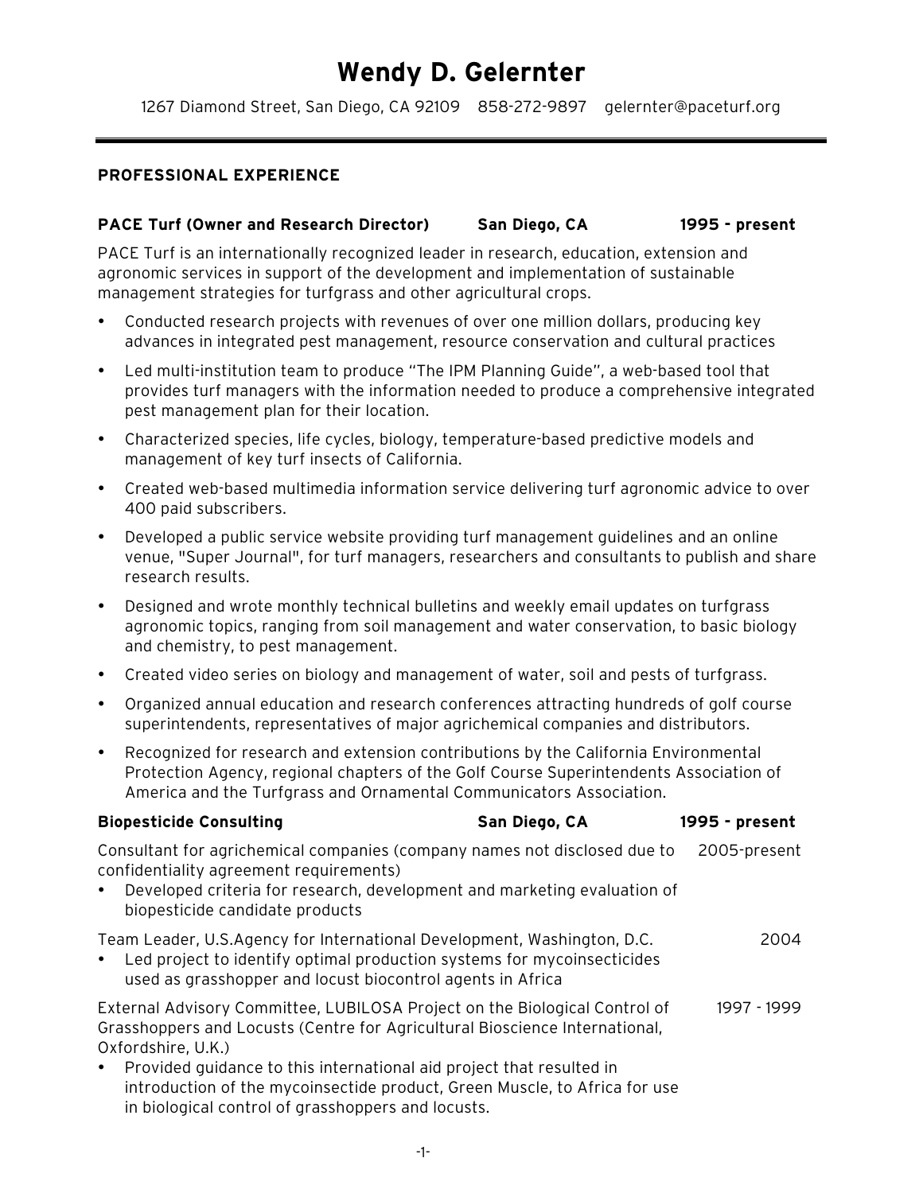# Wendy D. Gelernter

1267 Diamond Street, San Diego, CA 92109    858-272-9897    gelernter@paceturf.org

## PROFESSIONAL EXPERIENCE

**PACE Turf (Owner and Research Director)    San Diego, CA    1995 - present**

PACE Turf is an internationally recognized leader in research, education, extension and agronomic services in support of the development and implementation of sustainable management strategies for turfgrass and other agricultural crops.

- Conducted research projects with revenues of over one million dollars, producing key advances in integrated pest management, resource conservation and cultural practices
- Led multi-institution team to produce "The IPM Planning Guide", a web-based tool that provides turf managers with the information needed to produce a comprehensive integrated pest management plan for their location.
- Characterized species, life cycles, biology, temperature-based predictive models and management of key turf insects of California.
- Created web-based multimedia information service delivering turf agronomic advice to over 400 paid subscribers.
- Developed a public service website providing turf management guidelines and an online venue, "Super Journal", for turf managers, researchers and consultants to publish and share research results.
- Designed and wrote monthly technical bulletins and weekly email updates on turfgrass agronomic topics, ranging from soil management and water conservation, to basic biology and chemistry, to pest management.
- Created video series on biology and management of water, soil and pests of turfgrass.
- Organized annual education and research conferences attracting hundreds of golf course superintendents, representatives of major agrichemical companies and distributors.
- Recognized for research and extension contributions by the California Environmental Protection Agency, regional chapters of the Golf Course Superintendents Association of America and the Turfgrass and Ornamental Communicators Association.

**Biopesticide Consulting    San Diego, CA    1995 - present**

Consultant for agrichemical companies (company names not disclosed due to confidentiality agreement requirements)    2005-present

- Developed criteria for research, development and marketing evaluation of biopesticide candidate products

Team Leader, U.S.Agency for International Development, Washington, D.C.    2004

- Led project to identify optimal production systems for mycoinsecticides used as grasshopper and locust biocontrol agents in Africa

External Advisory Committee, LUBILOSA Project on the Biological Control of Grasshoppers and Locusts (Centre for Agricultural Bioscience International, Oxfordshire, U.K.)    1997 - 1999

- Provided guidance to this international aid project that resulted in introduction of the mycoinsectide product, Green Muscle, to Africa for use in biological control of grasshoppers and locusts.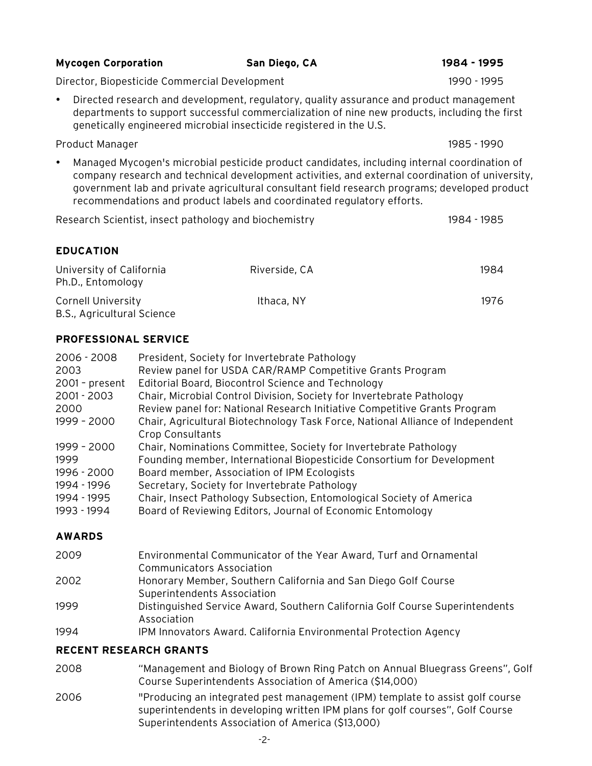**Mycogen Corporation** **San Diego, CA** **1984 - 1995**

Director, Biopesticide Commercial Development 1990 - 1995

- Directed research and development, regulatory, quality assurance and product management departments to support successful commercialization of nine new products, including the first genetically engineered microbial insecticide registered in the U.S.

Product Manager 1985 - 1990

- Managed Mycogen's microbial pesticide product candidates, including internal coordination of company research and technical development activities, and external coordination of university, government lab and private agricultural consultant field research programs; developed product recommendations and product labels and coordinated regulatory efforts.

Research Scientist, insect pathology and biochemistry 1984 - 1985

## EDUCATION

| | | |
|---|---|---|
| University of California<br>Ph.D., Entomology | Riverside, CA | 1984 |
| Cornell University<br>B.S., Agricultural Science | Ithaca, NY | 1976 |

## PROFESSIONAL SERVICE

| | |
|---|---|
| 2006 - 2008 | President, Society for Invertebrate Pathology |
| 2003 | Review panel for USDA CAR/RAMP Competitive Grants Program |
| 2001 – present | Editorial Board, Biocontrol Science and Technology |
| 2001 - 2003 | Chair, Microbial Control Division, Society for Invertebrate Pathology |
| 2000 | Review panel for: National Research Initiative Competitive Grants Program |
| 1999 – 2000 | Chair, Agricultural Biotechnology Task Force, National Alliance of Independent Crop Consultants |
| 1999 – 2000 | Chair, Nominations Committee, Society for Invertebrate Pathology |
| 1999 | Founding member, International Biopesticide Consortium for Development |
| 1996 - 2000 | Board member, Association of IPM Ecologists |
| 1994 - 1996 | Secretary, Society for Invertebrate Pathology |
| 1994 - 1995 | Chair, Insect Pathology Subsection, Entomological Society of America |
| 1993 - 1994 | Board of Reviewing Editors, Journal of Economic Entomology |

## AWARDS

| | |
|---|---|
| 2009 | Environmental Communicator of the Year Award, Turf and Ornamental Communicators Association |
| 2002 | Honorary Member, Southern California and San Diego Golf Course Superintendents Association |
| 1999 | Distinguished Service Award, Southern California Golf Course Superintendents Association |
| 1994 | IPM Innovators Award. California Environmental Protection Agency |

## RECENT RESEARCH GRANTS

| | |
|---|---|
| 2008 | "Management and Biology of Brown Ring Patch on Annual Bluegrass Greens", Golf Course Superintendents Association of America ($14,000) |
| 2006 | "Producing an integrated pest management (IPM) template to assist golf course superintendents in developing written IPM plans for golf courses", Golf Course Superintendents Association of America ($13,000) |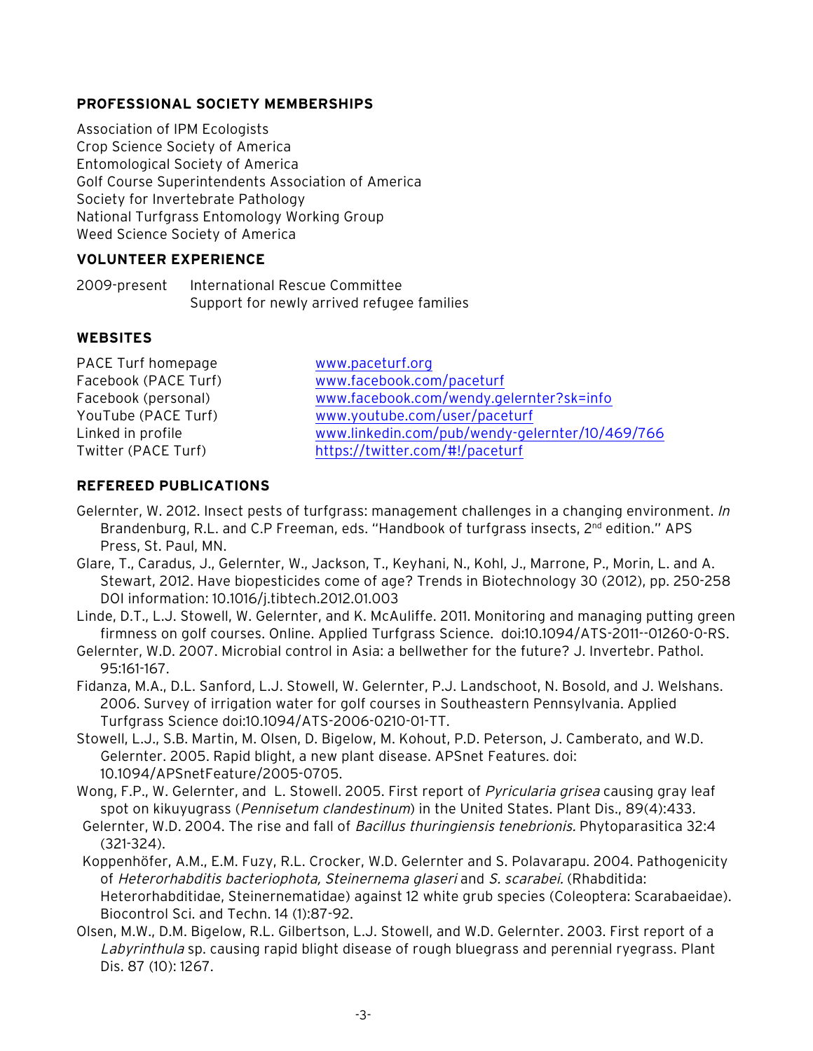## PROFESSIONAL SOCIETY MEMBERSHIPS

Association of IPM Ecologists
Crop Science Society of America
Entomological Society of America
Golf Course Superintendents Association of America
Society for Invertebrate Pathology
National Turfgrass Entomology Working Group
Weed Science Society of America

## VOLUNTEER EXPERIENCE

2009-present International Rescue Committee
Support for newly arrived refugee families

## WEBSITES

| | |
|---|---|
| PACE Turf homepage | www.paceturf.org |
| Facebook (PACE Turf) | www.facebook.com/paceturf |
| Facebook (personal) | www.facebook.com/wendy.gelernter?sk=info |
| YouTube (PACE Turf) | www.youtube.com/user/paceturf |
| Linked in profile | www.linkedin.com/pub/wendy-gelernter/10/469/766 |
| Twitter (PACE Turf) | https://twitter.com/#!/paceturf |

## REFEREED PUBLICATIONS

Gelernter, W. 2012. Insect pests of turfgrass: management challenges in a changing environment. *In* Brandenburg, R.L. and C.P Freeman, eds. "Handbook of turfgrass insects, 2nd edition." APS Press, St. Paul, MN.

Glare, T., Caradus, J., Gelernter, W., Jackson, T., Keyhani, N., Kohl, J., Marrone, P., Morin, L. and A. Stewart, 2012. Have biopesticides come of age? Trends in Biotechnology 30 (2012), pp. 250-258 DOI information: 10.1016/j.tibtech.2012.01.003

Linde, D.T., L.J. Stowell, W. Gelernter, and K. McAuliffe. 2011. Monitoring and managing putting green firmness on golf courses. Online. Applied Turfgrass Science. doi:10.1094/ATS-2011--01260-0-RS.

Gelernter, W.D. 2007. Microbial control in Asia: a bellwether for the future? J. Invertebr. Pathol. 95:161-167.

Fidanza, M.A., D.L. Sanford, L.J. Stowell, W. Gelernter, P.J. Landschoot, N. Bosold, and J. Welshans. 2006. Survey of irrigation water for golf courses in Southeastern Pennsylvania. Applied Turfgrass Science doi:10.1094/ATS-2006-0210-01-TT.

Stowell, L.J., S.B. Martin, M. Olsen, D. Bigelow, M. Kohout, P.D. Peterson, J. Camberato, and W.D. Gelernter. 2005. Rapid blight, a new plant disease. APSnet Features. doi: 10.1094/APSnetFeature/2005-0705.

Wong, F.P., W. Gelernter, and L. Stowell. 2005. First report of *Pyricularia grisea* causing gray leaf spot on kikuyugrass (*Pennisetum clandestinum*) in the United States. Plant Dis., 89(4):433.

Gelernter, W.D. 2004. The rise and fall of *Bacillus thuringiensis tenebrionis.* Phytoparasitica 32:4 (321-324).

Koppenhöfer, A.M., E.M. Fuzy, R.L. Crocker, W.D. Gelernter and S. Polavarapu. 2004. Pathogenicity of *Heterorhabditis bacteriophota, Steinernema glaseri* and *S. scarabei.* (Rhabditida: Heterorhabditidae, Steinernematidae) against 12 white grub species (Coleoptera: Scarabaeidae). Biocontrol Sci. and Techn. 14 (1):87-92.

Olsen, M.W., D.M. Bigelow, R.L. Gilbertson, L.J. Stowell, and W.D. Gelernter. 2003. First report of a *Labyrinthula* sp. causing rapid blight disease of rough bluegrass and perennial ryegrass. Plant Dis. 87 (10): 1267.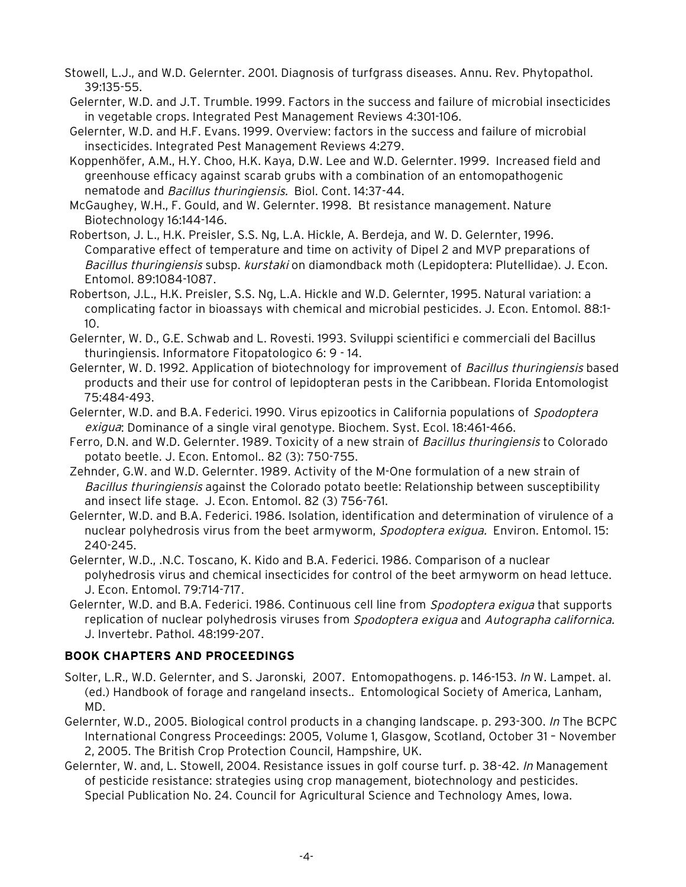Stowell, L.J., and W.D. Gelernter. 2001. Diagnosis of turfgrass diseases. Annu. Rev. Phytopathol. 39:135-55.

Gelernter, W.D. and J.T. Trumble. 1999. Factors in the success and failure of microbial insecticides in vegetable crops. Integrated Pest Management Reviews 4:301-106.

Gelernter, W.D. and H.F. Evans. 1999. Overview: factors in the success and failure of microbial insecticides. Integrated Pest Management Reviews 4:279.

Koppenhöfer, A.M., H.Y. Choo, H.K. Kaya, D.W. Lee and W.D. Gelernter. 1999. Increased field and greenhouse efficacy against scarab grubs with a combination of an entomopathogenic nematode and *Bacillus thuringiensis.* Biol. Cont. 14:37-44.

McGaughey, W.H., F. Gould, and W. Gelernter. 1998. Bt resistance management. Nature Biotechnology 16:144-146.

Robertson, J. L., H.K. Preisler, S.S. Ng, L.A. Hickle, A. Berdeja, and W. D. Gelernter, 1996. Comparative effect of temperature and time on activity of Dipel 2 and MVP preparations of *Bacillus thuringiensis* subsp. *kurstaki* on diamondback moth (Lepidoptera: Plutellidae). J. Econ. Entomol. 89:1084-1087.

Robertson, J.L., H.K. Preisler, S.S. Ng, L.A. Hickle and W.D. Gelernter, 1995. Natural variation: a complicating factor in bioassays with chemical and microbial pesticides. J. Econ. Entomol. 88:1-10.

Gelernter, W. D., G.E. Schwab and L. Rovesti. 1993. Sviluppi scientifici e commerciali del Bacillus thuringiensis. Informatore Fitopatologico 6: 9 - 14.

Gelernter, W. D. 1992. Application of biotechnology for improvement of *Bacillus thuringiensis* based products and their use for control of lepidopteran pests in the Caribbean. Florida Entomologist 75:484-493.

Gelernter, W.D. and B.A. Federici. 1990. Virus epizootics in California populations of *Spodoptera exigua*: Dominance of a single viral genotype. Biochem. Syst. Ecol. 18:461-466.

Ferro, D.N. and W.D. Gelernter. 1989. Toxicity of a new strain of *Bacillus thuringiensis* to Colorado potato beetle. J. Econ. Entomol.. 82 (3): 750-755.

Zehnder, G.W. and W.D. Gelernter. 1989. Activity of the M-One formulation of a new strain of *Bacillus thuringiensis* against the Colorado potato beetle: Relationship between susceptibility and insect life stage. J. Econ. Entomol. 82 (3) 756-761.

Gelernter, W.D. and B.A. Federici. 1986. Isolation, identification and determination of virulence of a nuclear polyhedrosis virus from the beet armyworm, *Spodoptera exigua.* Environ. Entomol. 15: 240-245.

Gelernter, W.D., .N.C. Toscano, K. Kido and B.A. Federici. 1986. Comparison of a nuclear polyhedrosis virus and chemical insecticides for control of the beet armyworm on head lettuce. J. Econ. Entomol. 79:714-717.

Gelernter, W.D. and B.A. Federici. 1986. Continuous cell line from *Spodoptera exigua* that supports replication of nuclear polyhedrosis viruses from *Spodoptera exigua* and *Autographa californica.* J. Invertebr. Pathol. 48:199-207.

## BOOK CHAPTERS AND PROCEEDINGS

Solter, L.R., W.D. Gelernter, and S. Jaronski, 2007. Entomopathogens. p. 146-153. *In* W. Lampet. al. (ed.) Handbook of forage and rangeland insects.. Entomological Society of America, Lanham, MD.

Gelernter, W.D., 2005. Biological control products in a changing landscape. p. 293-300. *In* The BCPC International Congress Proceedings: 2005, Volume 1, Glasgow, Scotland, October 31 – November 2, 2005. The British Crop Protection Council, Hampshire, UK.

Gelernter, W. and, L. Stowell, 2004. Resistance issues in golf course turf. p. 38-42. *In* Management of pesticide resistance: strategies using crop management, biotechnology and pesticides. Special Publication No. 24. Council for Agricultural Science and Technology Ames, Iowa.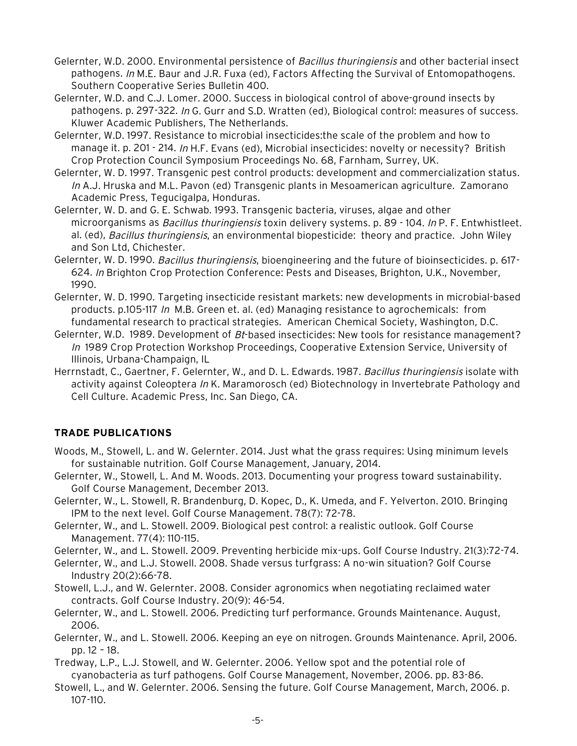Gelernter, W.D. 2000. Environmental persistence of *Bacillus thuringiensis* and other bacterial insect pathogens. *In* M.E. Baur and J.R. Fuxa (ed), Factors Affecting the Survival of Entomopathogens. Southern Cooperative Series Bulletin 400.

Gelernter, W.D. and C.J. Lomer. 2000. Success in biological control of above-ground insects by pathogens. p. 297-322. *In* G. Gurr and S.D. Wratten (ed), Biological control: measures of success. Kluwer Academic Publishers, The Netherlands.

Gelernter, W.D. 1997. Resistance to microbial insecticides:the scale of the problem and how to manage it. p. 201 - 214. *In* H.F. Evans (ed), Microbial insecticides: novelty or necessity? British Crop Protection Council Symposium Proceedings No. 68, Farnham, Surrey, UK.

Gelernter, W. D. 1997. Transgenic pest control products: development and commercialization status. *In* A.J. Hruska and M.L. Pavon (ed) Transgenic plants in Mesoamerican agriculture. Zamorano Academic Press, Tegucigalpa, Honduras.

Gelernter, W. D. and G. E. Schwab. 1993. Transgenic bacteria, viruses, algae and other microorganisms as *Bacillus thuringiensis* toxin delivery systems. p. 89 - 104. *In* P. F. Entwhistleet. al. (ed), *Bacillus thuringiensis*, an environmental biopesticide: theory and practice. John Wiley and Son Ltd, Chichester.

Gelernter, W. D. 1990. *Bacillus thuringiensis*, bioengineering and the future of bioinsecticides. p. 617-624. *In* Brighton Crop Protection Conference: Pests and Diseases, Brighton, U.K., November, 1990.

Gelernter, W. D. 1990. Targeting insecticide resistant markets: new developments in microbial-based products. p.105-117 *In* M.B. Green et. al. (ed) Managing resistance to agrochemicals: from fundamental research to practical strategies. American Chemical Society, Washington, D.C.

Gelernter, W.D. 1989. Development of *Bt*-based insecticides: New tools for resistance management? *In* 1989 Crop Protection Workshop Proceedings, Cooperative Extension Service, University of Illinois, Urbana-Champaign, IL

Herrnstadt, C., Gaertner, F. Gelernter, W., and D. L. Edwards. 1987. *Bacillus thuringiensis* isolate with activity against Coleoptera *In* K. Maramorosch (ed) Biotechnology in Invertebrate Pathology and Cell Culture. Academic Press, Inc. San Diego, CA.

## TRADE PUBLICATIONS

Woods, M., Stowell, L. and W. Gelernter. 2014. Just what the grass requires: Using minimum levels for sustainable nutrition. Golf Course Management, January, 2014.

Gelernter, W., Stowell, L. And M. Woods. 2013. Documenting your progress toward sustainability. Golf Course Management, December 2013.

Gelernter, W., L. Stowell, R. Brandenburg, D. Kopec, D., K. Umeda, and F. Yelverton. 2010. Bringing IPM to the next level. Golf Course Management. 78(7): 72-78.

Gelernter, W., and L. Stowell. 2009. Biological pest control: a realistic outlook. Golf Course Management. 77(4): 110-115.

Gelernter, W., and L. Stowell. 2009. Preventing herbicide mix-ups. Golf Course Industry. 21(3):72-74.

Gelernter, W., and L.J. Stowell. 2008. Shade versus turfgrass: A no-win situation? Golf Course Industry 20(2):66-78.

Stowell, L.J., and W. Gelernter. 2008. Consider agronomics when negotiating reclaimed water contracts. Golf Course Industry. 20(9): 46-54.

Gelernter, W., and L. Stowell. 2006. Predicting turf performance. Grounds Maintenance. August, 2006.

Gelernter, W., and L. Stowell. 2006. Keeping an eye on nitrogen. Grounds Maintenance. April, 2006. pp. 12 – 18.

Tredway, L.P., L.J. Stowell, and W. Gelernter. 2006. Yellow spot and the potential role of cyanobacteria as turf pathogens. Golf Course Management, November, 2006. pp. 83-86.

Stowell, L., and W. Gelernter. 2006. Sensing the future. Golf Course Management, March, 2006. p. 107-110.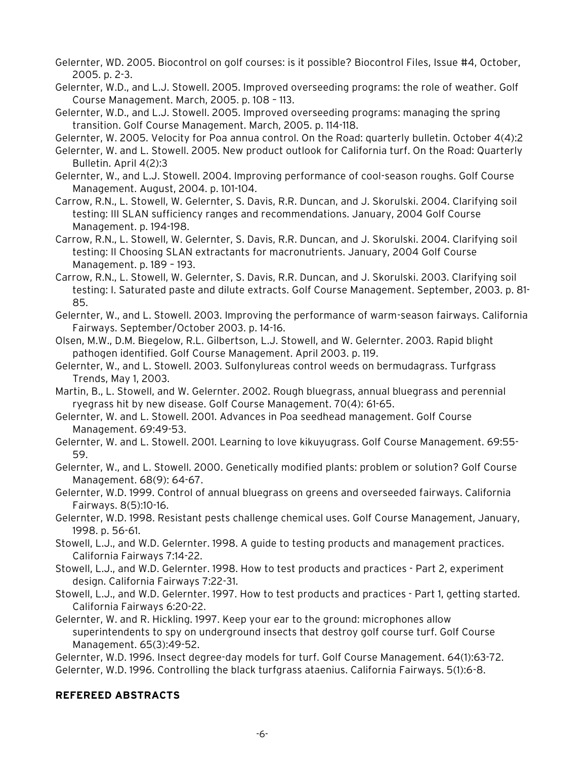Gelernter, WD. 2005. Biocontrol on golf courses: is it possible? Biocontrol Files, Issue #4, October, 2005. p. 2-3.

Gelernter, W.D., and L.J. Stowell. 2005. Improved overseeding programs: the role of weather. Golf Course Management. March, 2005. p. 108 – 113.

Gelernter, W.D., and L.J. Stowell. 2005. Improved overseeding programs: managing the spring transition. Golf Course Management. March, 2005. p. 114-118.

Gelernter, W. 2005. Velocity for Poa annua control. On the Road: quarterly bulletin. October 4(4):2

Gelernter, W. and L. Stowell. 2005. New product outlook for California turf. On the Road: Quarterly Bulletin. April 4(2):3

Gelernter, W., and L.J. Stowell. 2004. Improving performance of cool-season roughs. Golf Course Management. August, 2004. p. 101-104.

Carrow, R.N., L. Stowell, W. Gelernter, S. Davis, R.R. Duncan, and J. Skorulski. 2004. Clarifying soil testing: III SLAN sufficiency ranges and recommendations. January, 2004 Golf Course Management. p. 194-198.

Carrow, R.N., L. Stowell, W. Gelernter, S. Davis, R.R. Duncan, and J. Skorulski. 2004. Clarifying soil testing: II Choosing SLAN extractants for macronutrients. January, 2004 Golf Course Management. p. 189 – 193.

Carrow, R.N., L. Stowell, W. Gelernter, S. Davis, R.R. Duncan, and J. Skorulski. 2003. Clarifying soil testing: I. Saturated paste and dilute extracts. Golf Course Management. September, 2003. p. 81-85.

Gelernter, W., and L. Stowell. 2003. Improving the performance of warm-season fairways. California Fairways. September/October 2003. p. 14-16.

Olsen, M.W., D.M. Biegelow, R.L. Gilbertson, L.J. Stowell, and W. Gelernter. 2003. Rapid blight pathogen identified. Golf Course Management. April 2003. p. 119.

Gelernter, W., and L. Stowell. 2003. Sulfonylureas control weeds on bermudagrass. Turfgrass Trends, May 1, 2003.

Martin, B., L. Stowell, and W. Gelernter. 2002. Rough bluegrass, annual bluegrass and perennial ryegrass hit by new disease. Golf Course Management. 70(4): 61-65.

Gelernter, W. and L. Stowell. 2001. Advances in Poa seedhead management. Golf Course Management. 69:49-53.

Gelernter, W. and L. Stowell. 2001. Learning to love kikuyugrass. Golf Course Management. 69:55-59.

Gelernter, W., and L. Stowell. 2000. Genetically modified plants: problem or solution? Golf Course Management. 68(9): 64-67.

Gelernter, W.D. 1999. Control of annual bluegrass on greens and overseeded fairways. California Fairways. 8(5):10-16.

Gelernter, W.D. 1998. Resistant pests challenge chemical uses. Golf Course Management, January, 1998. p. 56-61.

Stowell, L.J., and W.D. Gelernter. 1998. A guide to testing products and management practices. California Fairways 7:14-22.

Stowell, L.J., and W.D. Gelernter. 1998. How to test products and practices - Part 2, experiment design. California Fairways 7:22-31.

Stowell, L.J., and W.D. Gelernter. 1997. How to test products and practices - Part 1, getting started. California Fairways 6:20-22.

Gelernter, W. and R. Hickling. 1997. Keep your ear to the ground: microphones allow superintendents to spy on underground insects that destroy golf course turf. Golf Course Management. 65(3):49-52.

Gelernter, W.D. 1996. Insect degree-day models for turf. Golf Course Management. 64(1):63-72.

Gelernter, W.D. 1996. Controlling the black turfgrass ataenius. California Fairways. 5(1):6-8.

**REFEREED ABSTRACTS**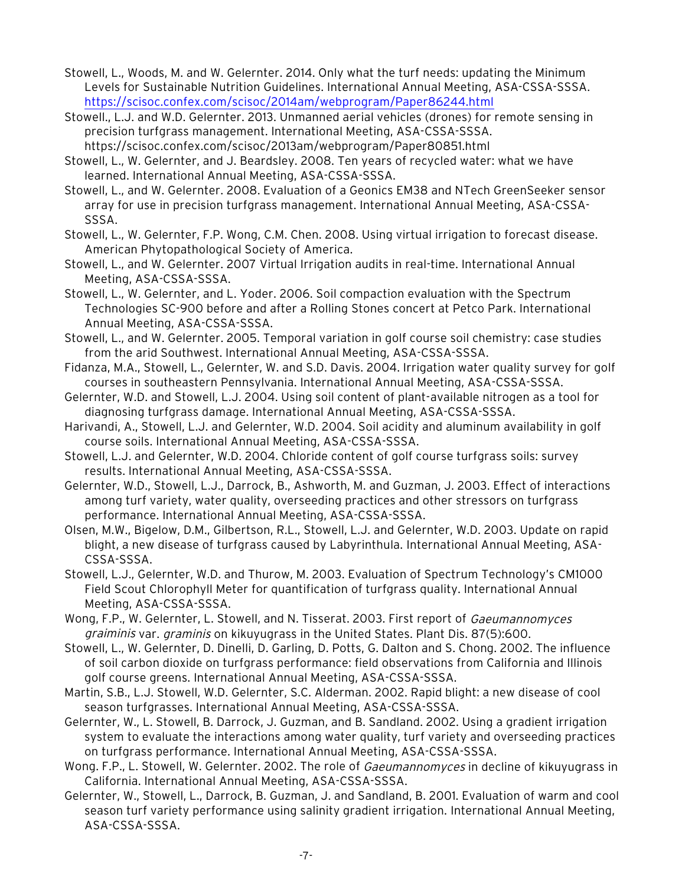Stowell, L., Woods, M. and W. Gelernter. 2014. Only what the turf needs: updating the Minimum Levels for Sustainable Nutrition Guidelines. International Annual Meeting, ASA-CSSA-SSSA. https://scisoc.confex.com/scisoc/2014am/webprogram/Paper86244.html

Stowell., L.J. and W.D. Gelernter. 2013. Unmanned aerial vehicles (drones) for remote sensing in precision turfgrass management. International Meeting, ASA-CSSA-SSSA. https://scisoc.confex.com/scisoc/2013am/webprogram/Paper80851.html

Stowell, L., W. Gelernter, and J. Beardsley. 2008. Ten years of recycled water: what we have learned. International Annual Meeting, ASA-CSSA-SSSA.

Stowell, L., and W. Gelernter. 2008. Evaluation of a Geonics EM38 and NTech GreenSeeker sensor array for use in precision turfgrass management. International Annual Meeting, ASA-CSSA-SSSA.

Stowell, L., W. Gelernter, F.P. Wong, C.M. Chen. 2008. Using virtual irrigation to forecast disease. American Phytopathological Society of America.

Stowell, L., and W. Gelernter. 2007 Virtual Irrigation audits in real-time. International Annual Meeting, ASA-CSSA-SSSA.

Stowell, L., W. Gelernter, and L. Yoder. 2006. Soil compaction evaluation with the Spectrum Technologies SC-900 before and after a Rolling Stones concert at Petco Park. International Annual Meeting, ASA-CSSA-SSSA.

Stowell, L., and W. Gelernter. 2005. Temporal variation in golf course soil chemistry: case studies from the arid Southwest. International Annual Meeting, ASA-CSSA-SSSA.

Fidanza, M.A., Stowell, L., Gelernter, W. and S.D. Davis. 2004. Irrigation water quality survey for golf courses in southeastern Pennsylvania. International Annual Meeting, ASA-CSSA-SSSA.

Gelernter, W.D. and Stowell, L.J. 2004. Using soil content of plant-available nitrogen as a tool for diagnosing turfgrass damage. International Annual Meeting, ASA-CSSA-SSSA.

Harivandi, A., Stowell, L.J. and Gelernter, W.D. 2004. Soil acidity and aluminum availability in golf course soils. International Annual Meeting, ASA-CSSA-SSSA.

Stowell, L.J. and Gelernter, W.D. 2004. Chloride content of golf course turfgrass soils: survey results. International Annual Meeting, ASA-CSSA-SSSA.

Gelernter, W.D., Stowell, L.J., Darrock, B., Ashworth, M. and Guzman, J. 2003. Effect of interactions among turf variety, water quality, overseeding practices and other stressors on turfgrass performance. International Annual Meeting, ASA-CSSA-SSSA.

Olsen, M.W., Bigelow, D.M., Gilbertson, R.L., Stowell, L.J. and Gelernter, W.D. 2003. Update on rapid blight, a new disease of turfgrass caused by Labyrinthula. International Annual Meeting, ASA-CSSA-SSSA.

Stowell, L.J., Gelernter, W.D. and Thurow, M. 2003. Evaluation of Spectrum Technology's CM1000 Field Scout Chlorophyll Meter for quantification of turfgrass quality. International Annual Meeting, ASA-CSSA-SSSA.

Wong, F.P., W. Gelernter, L. Stowell, and N. Tisserat. 2003. First report of *Gaeumannomyces graiminis* var. *graminis* on kikuyugrass in the United States. Plant Dis. 87(5):600.

Stowell, L., W. Gelernter, D. Dinelli, D. Garling, D. Potts, G. Dalton and S. Chong. 2002. The influence of soil carbon dioxide on turfgrass performance: field observations from California and Illinois golf course greens. International Annual Meeting, ASA-CSSA-SSSA.

Martin, S.B., L.J. Stowell, W.D. Gelernter, S.C. Alderman. 2002. Rapid blight: a new disease of cool season turfgrasses. International Annual Meeting, ASA-CSSA-SSSA.

Gelernter, W., L. Stowell, B. Darrock, J. Guzman, and B. Sandland. 2002. Using a gradient irrigation system to evaluate the interactions among water quality, turf variety and overseeding practices on turfgrass performance. International Annual Meeting, ASA-CSSA-SSSA.

Wong. F.P., L. Stowell, W. Gelernter. 2002. The role of *Gaeumannomyces* in decline of kikuyugrass in California. International Annual Meeting, ASA-CSSA-SSSA.

Gelernter, W., Stowell, L., Darrock, B. Guzman, J. and Sandland, B. 2001. Evaluation of warm and cool season turf variety performance using salinity gradient irrigation. International Annual Meeting, ASA-CSSA-SSSA.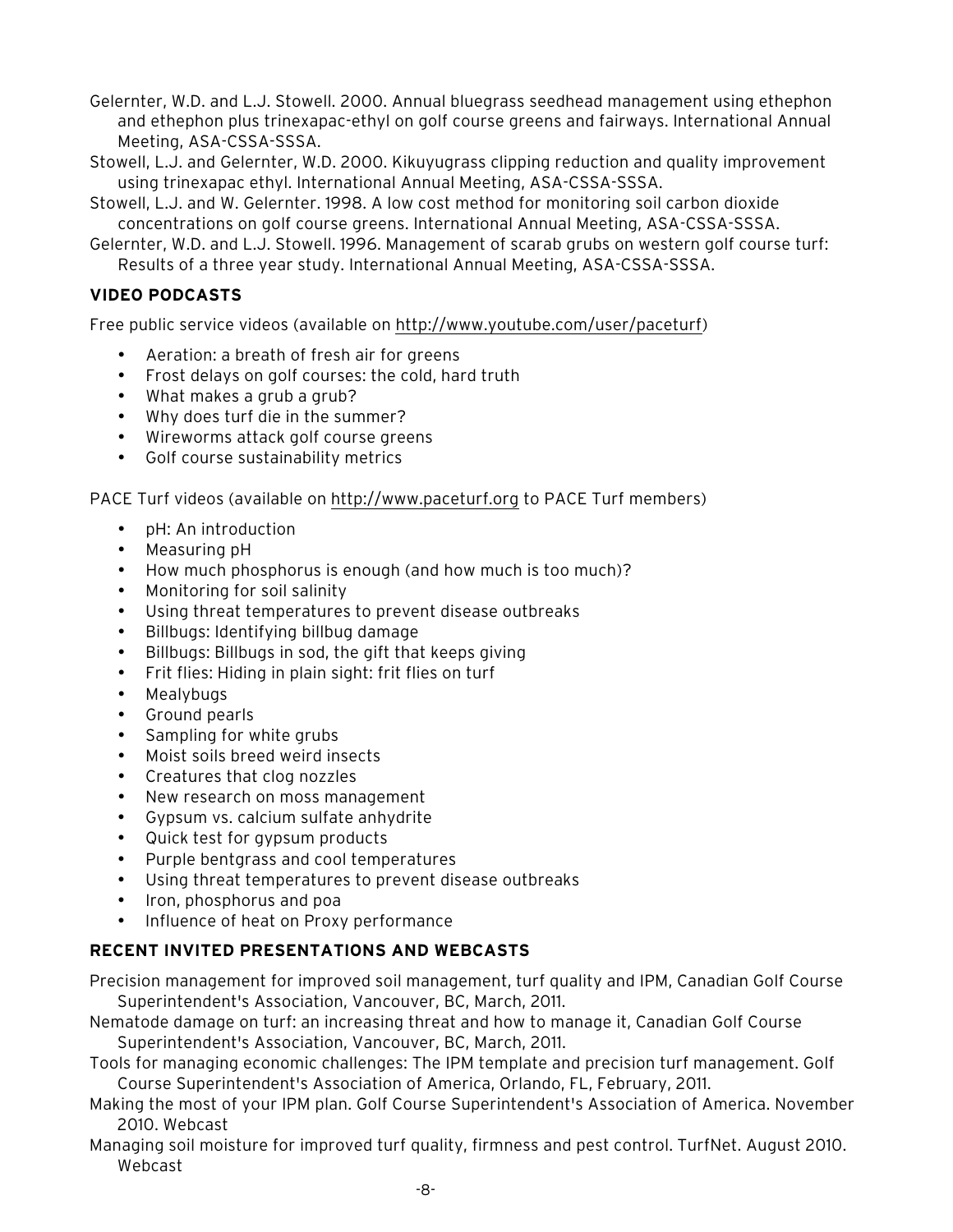Gelernter, W.D. and L.J. Stowell. 2000. Annual bluegrass seedhead management using ethephon and ethephon plus trinexapac-ethyl on golf course greens and fairways. International Annual Meeting, ASA-CSSA-SSSA.

Stowell, L.J. and Gelernter, W.D. 2000. Kikuyugrass clipping reduction and quality improvement using trinexapac ethyl. International Annual Meeting, ASA-CSSA-SSSA.

Stowell, L.J. and W. Gelernter. 1998. A low cost method for monitoring soil carbon dioxide concentrations on golf course greens. International Annual Meeting, ASA-CSSA-SSSA.

Gelernter, W.D. and L.J. Stowell. 1996. Management of scarab grubs on western golf course turf: Results of a three year study. International Annual Meeting, ASA-CSSA-SSSA.

### VIDEO PODCASTS

Free public service videos (available on http://www.youtube.com/user/paceturf)

- Aeration: a breath of fresh air for greens
- Frost delays on golf courses: the cold, hard truth
- What makes a grub a grub?
- Why does turf die in the summer?
- Wireworms attack golf course greens
- Golf course sustainability metrics

PACE Turf videos (available on http://www.paceturf.org to PACE Turf members)

- pH: An introduction
- Measuring pH
- How much phosphorus is enough (and how much is too much)?
- Monitoring for soil salinity
- Using threat temperatures to prevent disease outbreaks
- Billbugs: Identifying billbug damage
- Billbugs: Billbugs in sod, the gift that keeps giving
- Frit flies: Hiding in plain sight: frit flies on turf
- Mealybugs
- Ground pearls
- Sampling for white grubs
- Moist soils breed weird insects
- Creatures that clog nozzles
- New research on moss management
- Gypsum vs. calcium sulfate anhydrite
- Quick test for gypsum products
- Purple bentgrass and cool temperatures
- Using threat temperatures to prevent disease outbreaks
- Iron, phosphorus and poa
- Influence of heat on Proxy performance

### RECENT INVITED PRESENTATIONS AND WEBCASTS

Precision management for improved soil management, turf quality and IPM, Canadian Golf Course Superintendent's Association, Vancouver, BC, March, 2011.

Nematode damage on turf: an increasing threat and how to manage it, Canadian Golf Course Superintendent's Association, Vancouver, BC, March, 2011.

Tools for managing economic challenges: The IPM template and precision turf management. Golf Course Superintendent's Association of America, Orlando, FL, February, 2011.

Making the most of your IPM plan. Golf Course Superintendent's Association of America. November 2010. Webcast

Managing soil moisture for improved turf quality, firmness and pest control. TurfNet. August 2010. Webcast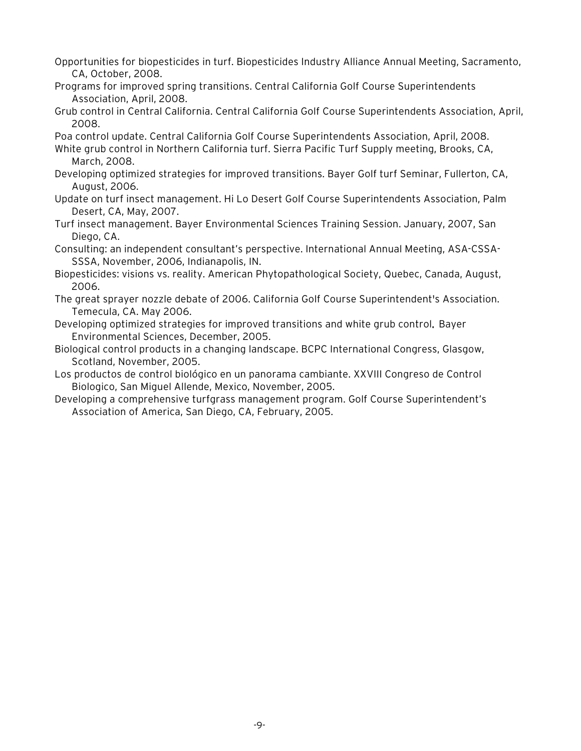Opportunities for biopesticides in turf. Biopesticides Industry Alliance Annual Meeting, Sacramento, CA, October, 2008.

Programs for improved spring transitions. Central California Golf Course Superintendents Association, April, 2008.

Grub control in Central California. Central California Golf Course Superintendents Association, April, 2008.

Poa control update. Central California Golf Course Superintendents Association, April, 2008.

White grub control in Northern California turf. Sierra Pacific Turf Supply meeting, Brooks, CA, March, 2008.

Developing optimized strategies for improved transitions. Bayer Golf turf Seminar, Fullerton, CA, August, 2006.

Update on turf insect management. Hi Lo Desert Golf Course Superintendents Association, Palm Desert, CA, May, 2007.

Turf insect management. Bayer Environmental Sciences Training Session. January, 2007, San Diego, CA.

Consulting: an independent consultant's perspective. International Annual Meeting, ASA-CSSA-SSSA, November, 2006, Indianapolis, IN.

Biopesticides: visions vs. reality. American Phytopathological Society, Quebec, Canada, August, 2006.

The great sprayer nozzle debate of 2006. California Golf Course Superintendent's Association. Temecula, CA. May 2006.

Developing optimized strategies for improved transitions and white grub control. Bayer Environmental Sciences, December, 2005.

Biological control products in a changing landscape. BCPC International Congress, Glasgow, Scotland, November, 2005.

Los productos de control biológico en un panorama cambiante. XXVIII Congreso de Control Biologico, San Miguel Allende, Mexico, November, 2005.

Developing a comprehensive turfgrass management program. Golf Course Superintendent's Association of America, San Diego, CA, February, 2005.